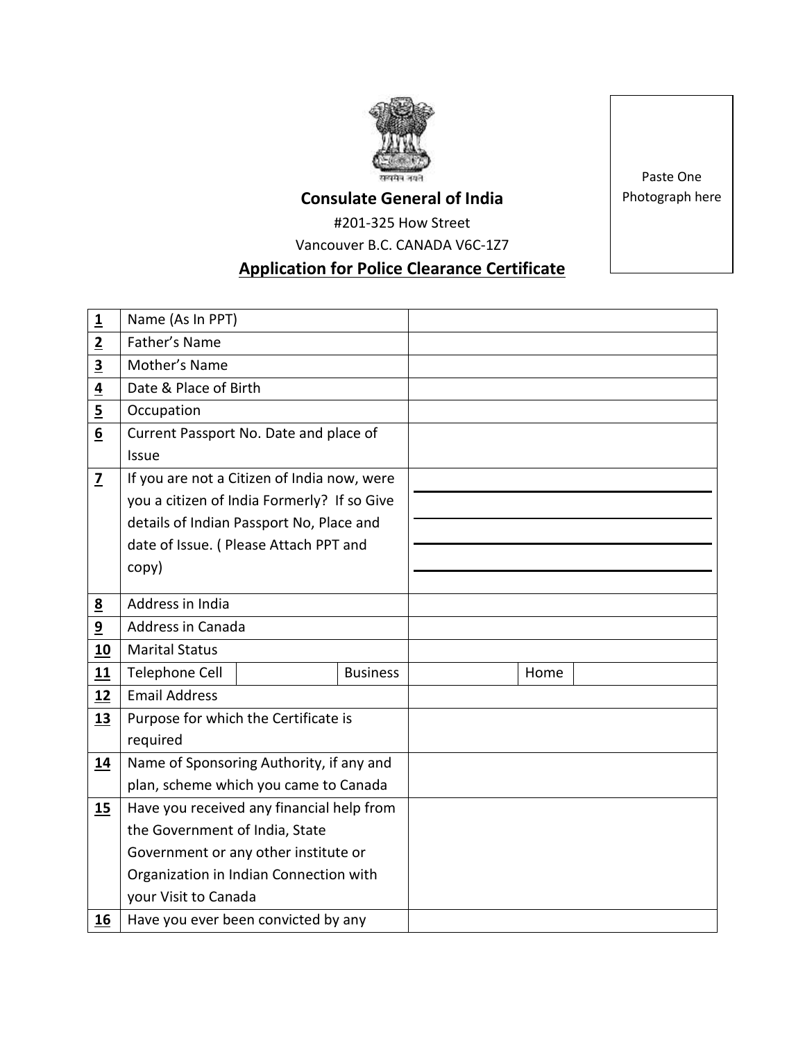सत्यमेव जयते

**Consulate General of India**

#201-325 How Street

Vancouver B.C. CANADA V6C-1Z7

Paste One Photograph here

## Application for Police Clearance Certificate

| | | | | | | |
|---|---|---|---|---|---|---|
| **1** | Name (As In PPT) | | | | | |
| **2** | Father's Name | | | | | |
| **3** | Mother's Name | | | | | |
| **4** | Date & Place of Birth | | | | | |
| **5** | Occupation | | | | | |
| **6** | Current Passport No. Date and place of Issue | | | | | |
| **7** | If you are not a Citizen of India now, were you a citizen of India Formerly? If so Give details of Indian Passport No, Place and date of Issue. ( Please Attach PPT and copy) | | | | | |
| **8** | Address in India | | | | | |
| **9** | Address in Canada | | | | | |
| **10** | Marital Status | | | | | |
| **11** | Telephone Cell | | Business | | Home | |
| **12** | Email Address | | | | | |
| **13** | Purpose for which the Certificate is required | | | | | |
| **14** | Name of Sponsoring Authority, if any and plan, scheme which you came to Canada | | | | | |
| **15** | Have you received any financial help from the Government of India, State Government or any other institute or Organization in Indian Connection with your Visit to Canada | | | | | |
| **16** | Have you ever been convicted by any | | | | | |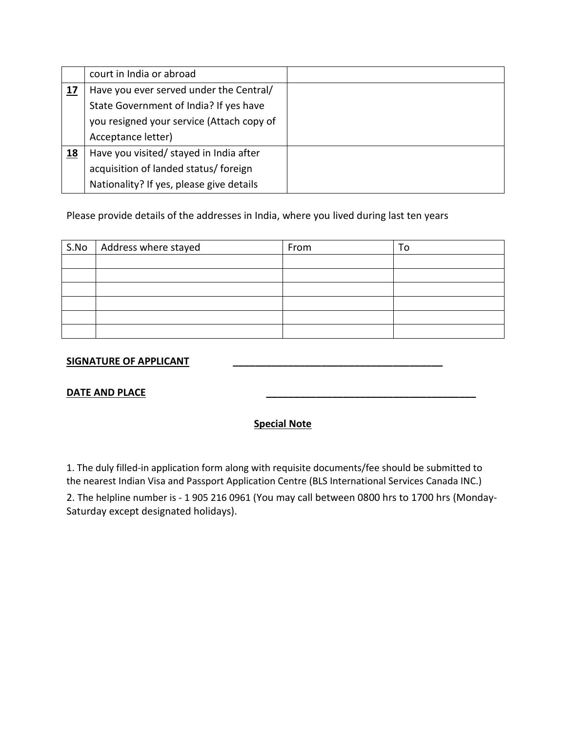| | | |
|---|---|---|
| | court in India or abroad | |
| **17** | Have you ever served under the Central/ State Government of India? If yes have you resigned your service (Attach copy of Acceptance letter) | |
| **18** | Have you visited/ stayed in India after acquisition of landed status/ foreign Nationality? If yes, please give details | |

Please provide details of the addresses in India, where you lived during last ten years

| S.No | Address where stayed | From | To |
|---|---|---|---|
| | | | |
| | | | |
| | | | |
| | | | |
| | | | |
| | | | |

**SIGNATURE OF APPLICANT** ________________________________________

**DATE AND PLACE** ________________________________________

**Special Note**

1. The duly filled-in application form along with requisite documents/fee should be submitted to the nearest Indian Visa and Passport Application Centre (BLS International Services Canada INC.)
2. The helpline number is - 1 905 216 0961 (You may call between 0800 hrs to 1700 hrs (Monday-Saturday except designated holidays).